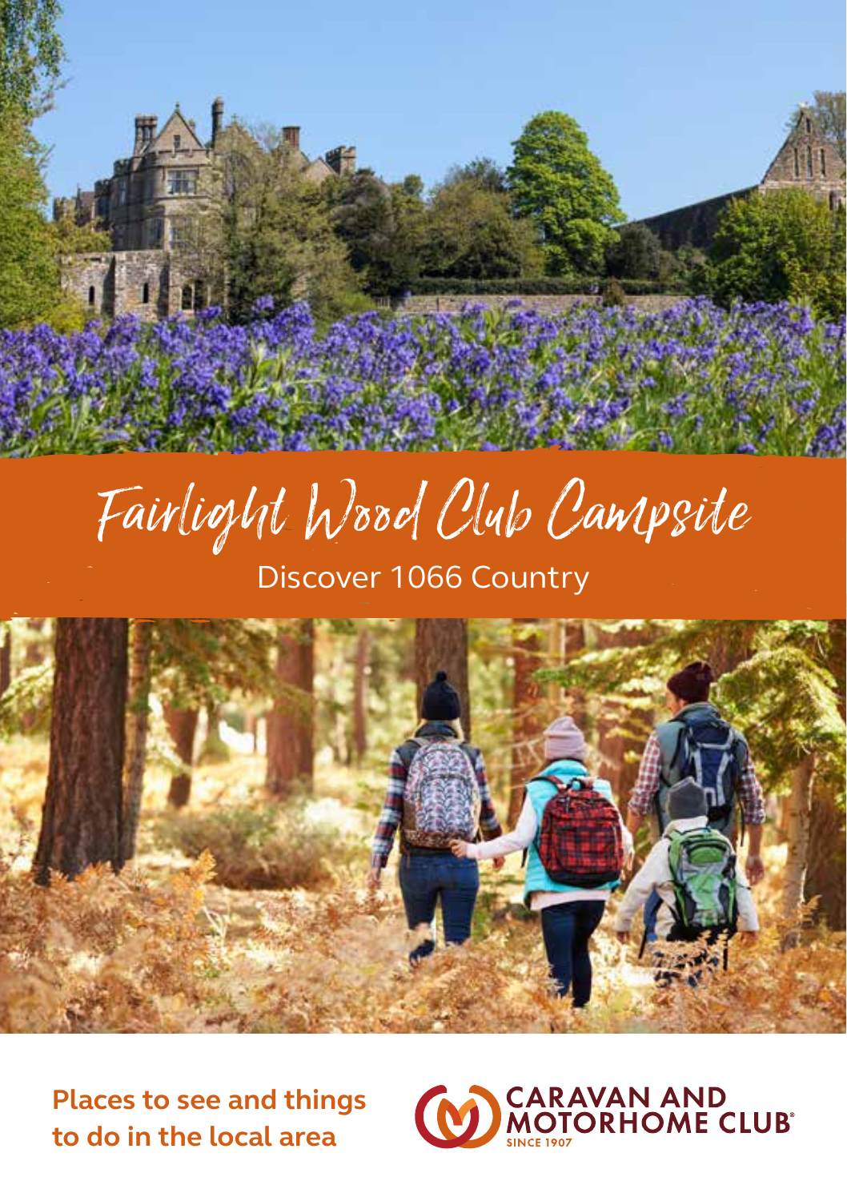# Fairlight Wood Club Campsite

## Discover 1066 Country

**Places to see and things to do in the local area**

CARAVAN AND MOTORHOME CLUB
SINCE 1907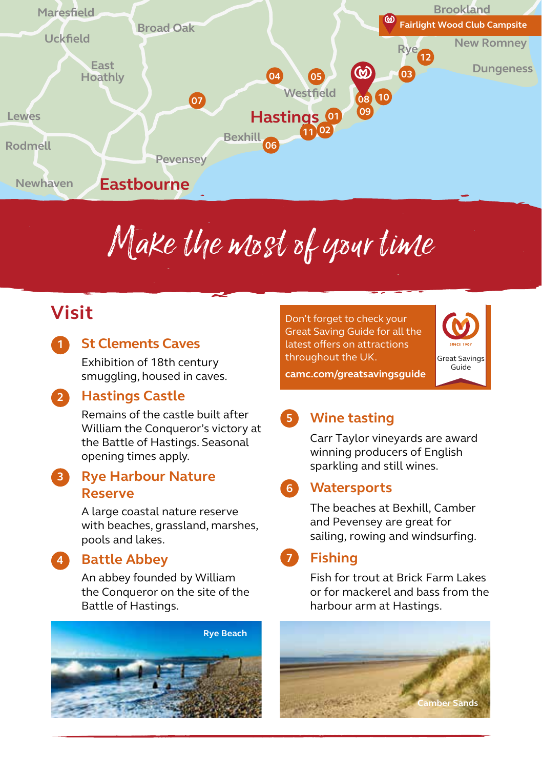Fairlight Wood Club Campsite

# Make the most of your time

## Visit

### 1 St Clements Caves

Exhibition of 18th century smuggling, housed in caves.

### 2 Hastings Castle

Remains of the castle built after William the Conqueror's victory at the Battle of Hastings. Seasonal opening times apply.

### 3 Rye Harbour Nature Reserve

A large coastal nature reserve with beaches, grassland, marshes, pools and lakes.

### 4 Battle Abbey

An abbey founded by William the Conqueror on the site of the Battle of Hastings.

Don't forget to check your Great Saving Guide for all the latest offers on attractions throughout the UK.

**camc.com/greatsavingsguide**

Great Savings Guide

### 5 Wine tasting

Carr Taylor vineyards are award winning producers of English sparkling and still wines.

### 6 Watersports

The beaches at Bexhill, Camber and Pevensey are great for sailing, rowing and windsurfing.

### 7 Fishing

Fish for trout at Brick Farm Lakes or for mackerel and bass from the harbour arm at Hastings.

Rye Beach

Camber Sands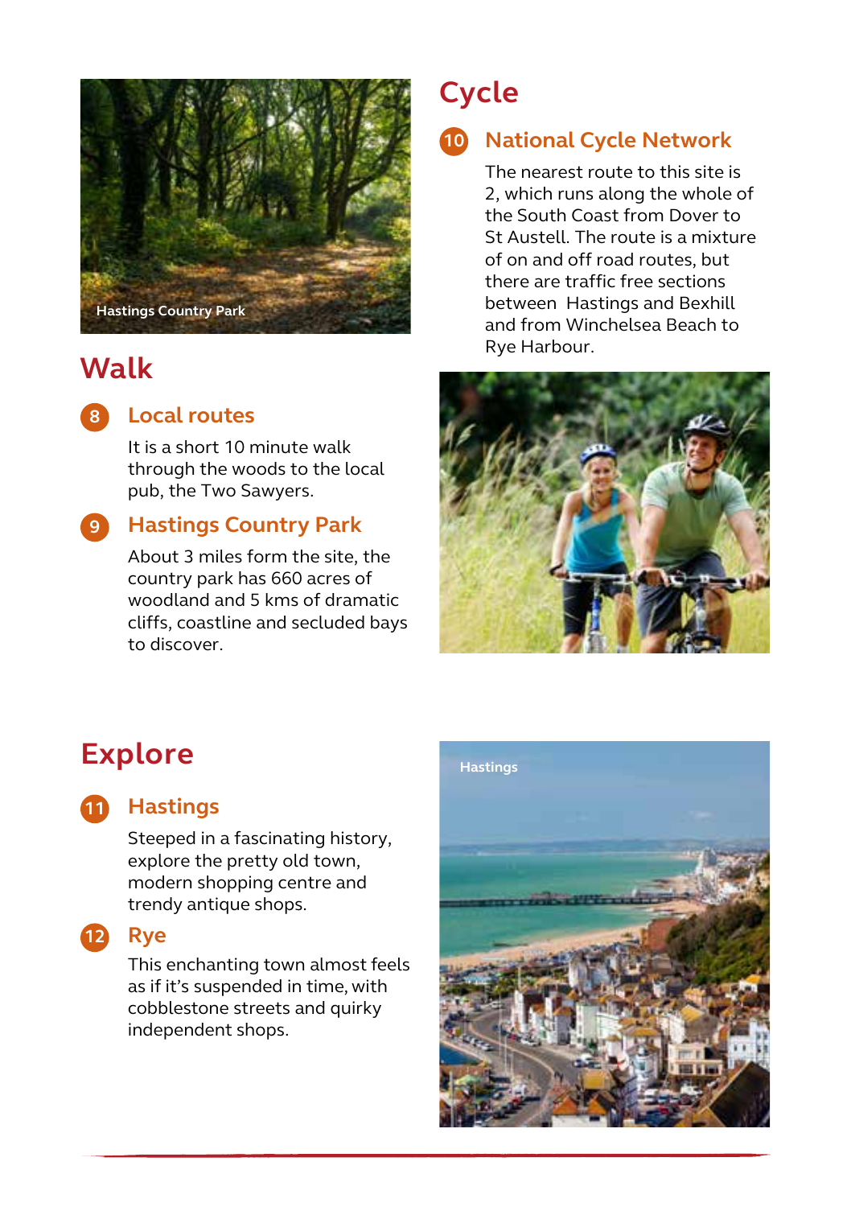## Walk

### 8 Local routes

It is a short 10 minute walk through the woods to the local pub, the Two Sawyers.

### 9 Hastings Country Park

About 3 miles form the site, the country park has 660 acres of woodland and 5 kms of dramatic cliffs, coastline and secluded bays to discover.

## Cycle

### 10 National Cycle Network

The nearest route to this site is 2, which runs along the whole of the South Coast from Dover to St Austell. The route is a mixture of on and off road routes, but there are traffic free sections between Hastings and Bexhill and from Winchelsea Beach to Rye Harbour.

## Explore

### 11 Hastings

Steeped in a fascinating history, explore the pretty old town, modern shopping centre and trendy antique shops.

### 12 Rye

This enchanting town almost feels as if it's suspended in time, with cobblestone streets and quirky independent shops.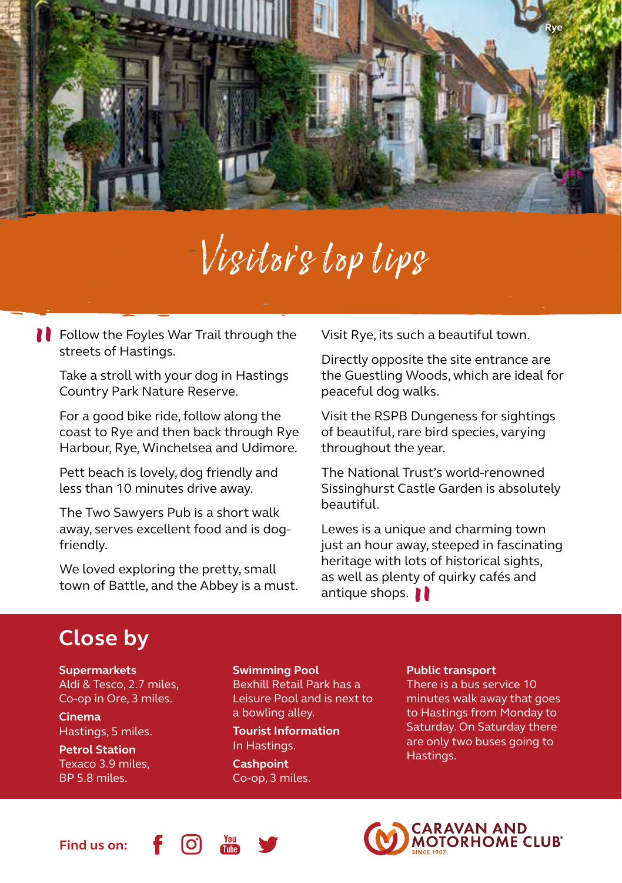Rye

# Visitor's top tips

"Follow the Foyles War Trail through the streets of Hastings.

Take a stroll with your dog in Hastings Country Park Nature Reserve.

For a good bike ride, follow along the coast to Rye and then back through Rye Harbour, Rye, Winchelsea and Udimore.

Pett beach is lovely, dog friendly and less than 10 minutes drive away.

The Two Sawyers Pub is a short walk away, serves excellent food and is dog-friendly.

We loved exploring the pretty, small town of Battle, and the Abbey is a must.

Visit Rye, its such a beautiful town.

Directly opposite the site entrance are the Guestling Woods, which are ideal for peaceful dog walks.

Visit the RSPB Dungeness for sightings of beautiful, rare bird species, varying throughout the year.

The National Trust's world-renowned Sissinghurst Castle Garden is absolutely beautiful.

Lewes is a unique and charming town just an hour away, steeped in fascinating heritage with lots of historical sights, as well as plenty of quirky cafés and antique shops."

## Close by

**Supermarkets**
Aldi & Tesco, 2.7 miles, Co-op in Ore, 3 miles.

**Cinema**
Hastings, 5 miles.

**Petrol Station**
Texaco 3.9 miles, BP 5.8 miles.

**Swimming Pool**
Bexhill Retail Park has a Leisure Pool and is next to a bowling alley.

**Tourist Information**
In Hastings.

**Cashpoint**
Co-op, 3 miles.

**Public transport**
There is a bus service 10 minutes walk away that goes to Hastings from Monday to Saturday. On Saturday there are only two buses going to Hastings.

**Find us on:**

CARAVAN AND MOTORHOME CLUB SINCE 1907